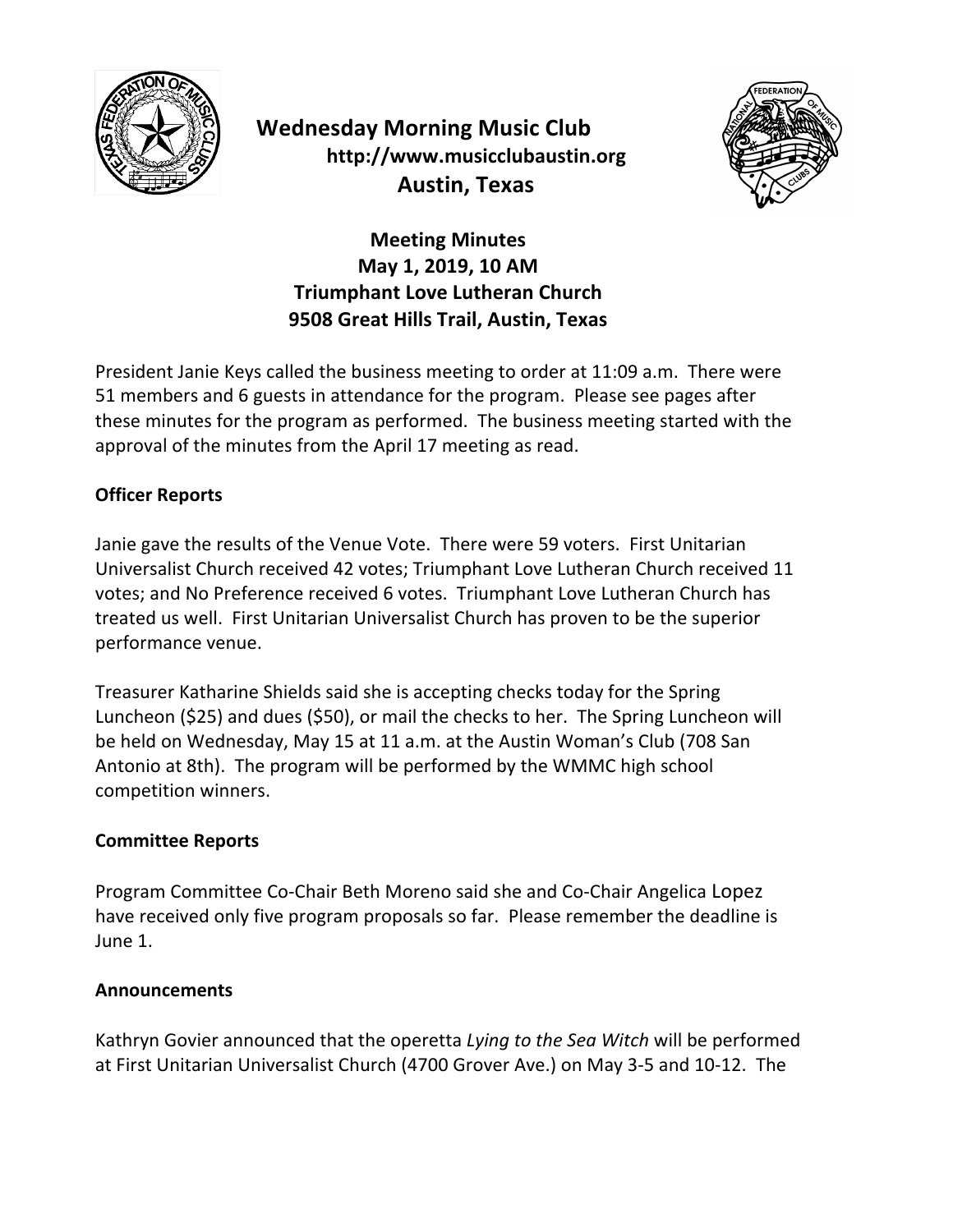# Wednesday Morning Music Club

**http://www.musicclubaustin.org**

**Austin, Texas**

## Meeting Minutes
**May 1, 2019, 10 AM**
**Triumphant Love Lutheran Church**
**9508 Great Hills Trail, Austin, Texas**

President Janie Keys called the business meeting to order at 11:09 a.m. There were 51 members and 6 guests in attendance for the program. Please see pages after these minutes for the program as performed. The business meeting started with the approval of the minutes from the April 17 meeting as read.

### Officer Reports

Janie gave the results of the Venue Vote. There were 59 voters. First Unitarian Universalist Church received 42 votes; Triumphant Love Lutheran Church received 11 votes; and No Preference received 6 votes. Triumphant Love Lutheran Church has treated us well. First Unitarian Universalist Church has proven to be the superior performance venue.

Treasurer Katharine Shields said she is accepting checks today for the Spring Luncheon ($25) and dues ($50), or mail the checks to her. The Spring Luncheon will be held on Wednesday, May 15 at 11 a.m. at the Austin Woman's Club (708 San Antonio at 8th). The program will be performed by the WMMC high school competition winners.

### Committee Reports

Program Committee Co-Chair Beth Moreno said she and Co-Chair Angelica Lopez have received only five program proposals so far. Please remember the deadline is June 1.

### Announcements

Kathryn Govier announced that the operetta *Lying to the Sea Witch* will be performed at First Unitarian Universalist Church (4700 Grover Ave.) on May 3-5 and 10-12. The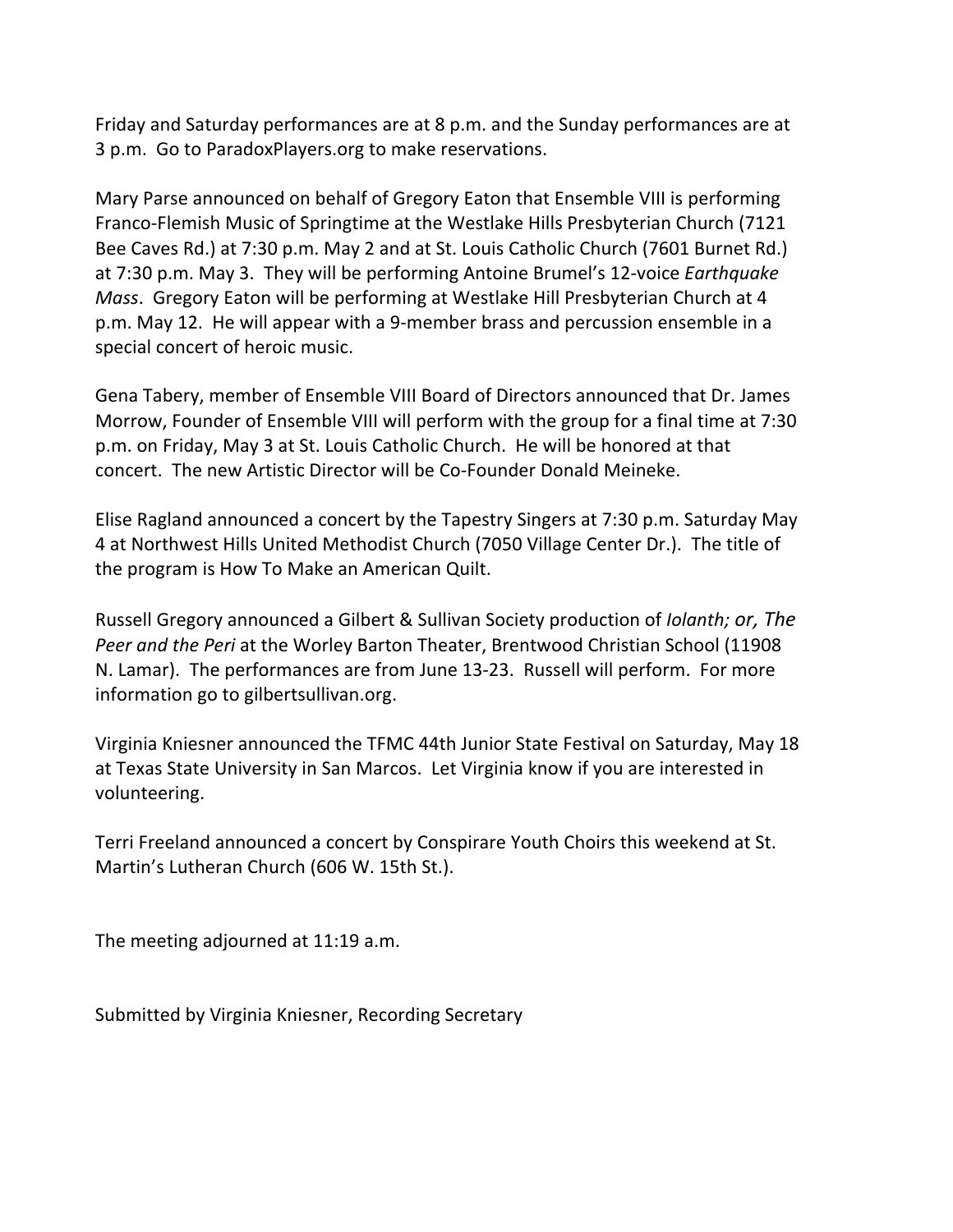Friday and Saturday performances are at 8 p.m. and the Sunday performances are at 3 p.m. Go to ParadoxPlayers.org to make reservations.

Mary Parse announced on behalf of Gregory Eaton that Ensemble VIII is performing Franco-Flemish Music of Springtime at the Westlake Hills Presbyterian Church (7121 Bee Caves Rd.) at 7:30 p.m. May 2 and at St. Louis Catholic Church (7601 Burnet Rd.) at 7:30 p.m. May 3. They will be performing Antoine Brumel's 12-voice *Earthquake Mass*. Gregory Eaton will be performing at Westlake Hill Presbyterian Church at 4 p.m. May 12. He will appear with a 9-member brass and percussion ensemble in a special concert of heroic music.

Gena Tabery, member of Ensemble VIII Board of Directors announced that Dr. James Morrow, Founder of Ensemble VIII will perform with the group for a final time at 7:30 p.m. on Friday, May 3 at St. Louis Catholic Church. He will be honored at that concert. The new Artistic Director will be Co-Founder Donald Meineke.

Elise Ragland announced a concert by the Tapestry Singers at 7:30 p.m. Saturday May 4 at Northwest Hills United Methodist Church (7050 Village Center Dr.). The title of the program is How To Make an American Quilt.

Russell Gregory announced a Gilbert & Sullivan Society production of *Iolanth; or, The Peer and the Peri* at the Worley Barton Theater, Brentwood Christian School (11908 N. Lamar). The performances are from June 13-23. Russell will perform. For more information go to gilbertsullivan.org.

Virginia Kniesner announced the TFMC 44th Junior State Festival on Saturday, May 18 at Texas State University in San Marcos. Let Virginia know if you are interested in volunteering.

Terri Freeland announced a concert by Conspirare Youth Choirs this weekend at St. Martin's Lutheran Church (606 W. 15th St.).

The meeting adjourned at 11:19 a.m.

Submitted by Virginia Kniesner, Recording Secretary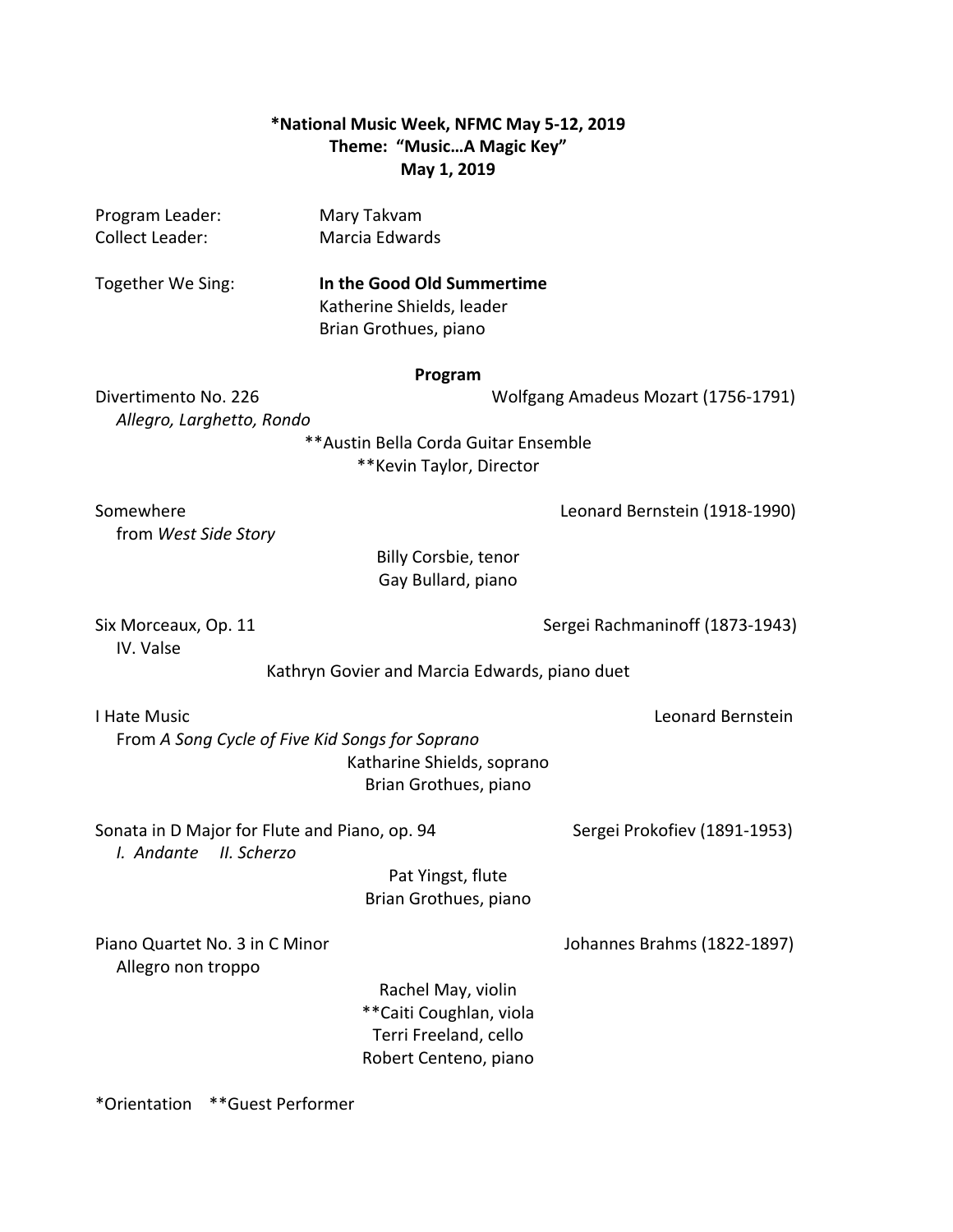**\*National Music Week, NFMC May 5-12, 2019**
**Theme: "Music…A Magic Key"**
**May 1, 2019**

Program Leader: Mary Takvam
Collect Leader: Marcia Edwards

Together We Sing: **In the Good Old Summertime**
Katherine Shields, leader
Brian Grothues, piano

**Program**

Divertimento No. 226 — Wolfgang Amadeus Mozart (1756-1791)
*Allegro, Larghetto, Rondo*
\*\*Austin Bella Corda Guitar Ensemble
\*\*Kevin Taylor, Director

Somewhere — Leonard Bernstein (1918-1990)
from *West Side Story*
Billy Corsbie, tenor
Gay Bullard, piano

Six Morceaux, Op. 11 — Sergei Rachmaninoff (1873-1943)
IV. Valse
Kathryn Govier and Marcia Edwards, piano duet

I Hate Music — Leonard Bernstein
From *A Song Cycle of Five Kid Songs for Soprano*
Katharine Shields, soprano
Brian Grothues, piano

Sonata in D Major for Flute and Piano, op. 94 — Sergei Prokofiev (1891-1953)
*I. Andante II. Scherzo*
Pat Yingst, flute
Brian Grothues, piano

Piano Quartet No. 3 in C Minor — Johannes Brahms (1822-1897)
Allegro non troppo
Rachel May, violin
\*\*Caiti Coughlan, viola
Terri Freeland, cello
Robert Centeno, piano

\*Orientation \*\*Guest Performer